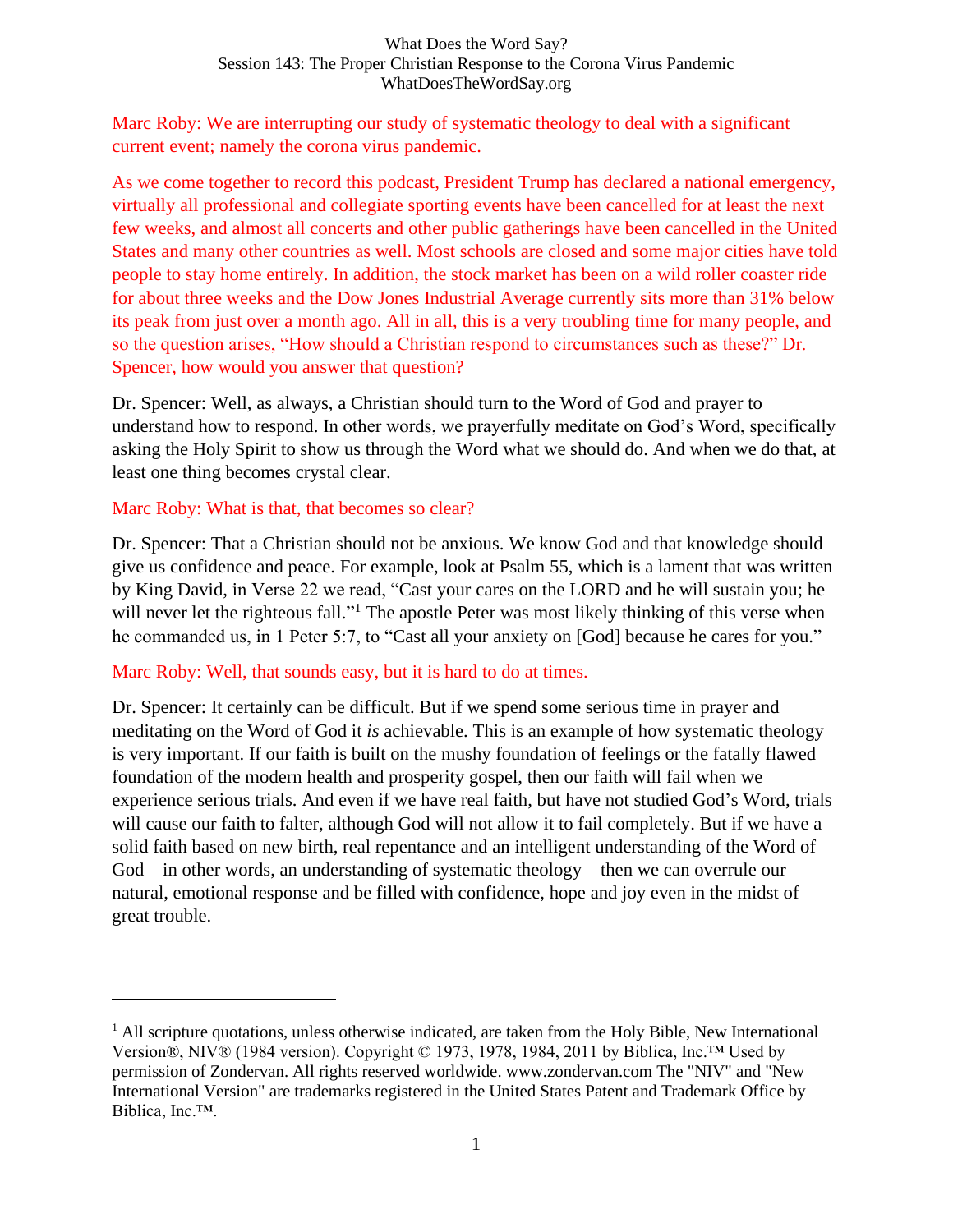# What Does the Word Say?
## Session 143: The Proper Christian Response to the Corona Virus Pandemic
WhatDoesTheWordSay.org

Marc Roby: We are interrupting our study of systematic theology to deal with a significant current event; namely the corona virus pandemic.

As we come together to record this podcast, President Trump has declared a national emergency, virtually all professional and collegiate sporting events have been cancelled for at least the next few weeks, and almost all concerts and other public gatherings have been cancelled in the United States and many other countries as well. Most schools are closed and some major cities have told people to stay home entirely. In addition, the stock market has been on a wild roller coaster ride for about three weeks and the Dow Jones Industrial Average currently sits more than 31% below its peak from just over a month ago. All in all, this is a very troubling time for many people, and so the question arises, "How should a Christian respond to circumstances such as these?" Dr. Spencer, how would you answer that question?

Dr. Spencer: Well, as always, a Christian should turn to the Word of God and prayer to understand how to respond. In other words, we prayerfully meditate on God's Word, specifically asking the Holy Spirit to show us through the Word what we should do. And when we do that, at least one thing becomes crystal clear.

Marc Roby: What is that, that becomes so clear?

Dr. Spencer: That a Christian should not be anxious. We know God and that knowledge should give us confidence and peace. For example, look at Psalm 55, which is a lament that was written by King David, in Verse 22 we read, "Cast your cares on the LORD and he will sustain you; he will never let the righteous fall."[1] The apostle Peter was most likely thinking of this verse when he commanded us, in 1 Peter 5:7, to "Cast all your anxiety on [God] because he cares for you."

Marc Roby: Well, that sounds easy, but it is hard to do at times.

Dr. Spencer: It certainly can be difficult. But if we spend some serious time in prayer and meditating on the Word of God it *is* achievable. This is an example of how systematic theology is very important. If our faith is built on the mushy foundation of feelings or the fatally flawed foundation of the modern health and prosperity gospel, then our faith will fail when we experience serious trials. And even if we have real faith, but have not studied God's Word, trials will cause our faith to falter, although God will not allow it to fail completely. But if we have a solid faith based on new birth, real repentance and an intelligent understanding of the Word of God – in other words, an understanding of systematic theology – then we can overrule our natural, emotional response and be filled with confidence, hope and joy even in the midst of great trouble.

---

[1] All scripture quotations, unless otherwise indicated, are taken from the Holy Bible, New International Version®, NIV® (1984 version). Copyright © 1973, 1978, 1984, 2011 by Biblica, Inc.™ Used by permission of Zondervan. All rights reserved worldwide. www.zondervan.com The "NIV" and "New International Version" are trademarks registered in the United States Patent and Trademark Office by Biblica, Inc.™.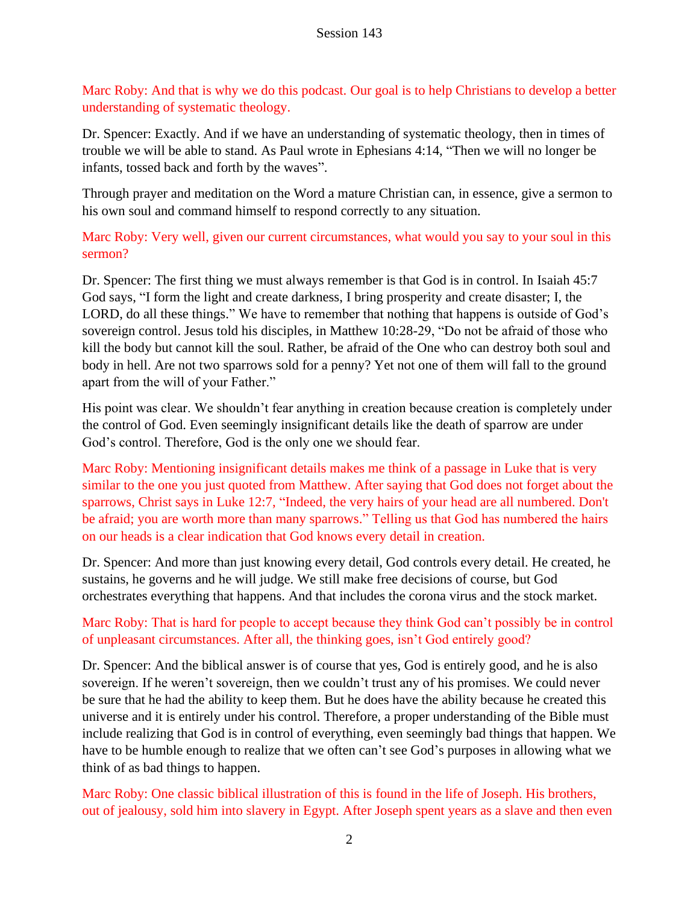Marc Roby: And that is why we do this podcast. Our goal is to help Christians to develop a better understanding of systematic theology.

Dr. Spencer: Exactly. And if we have an understanding of systematic theology, then in times of trouble we will be able to stand. As Paul wrote in Ephesians 4:14, "Then we will no longer be infants, tossed back and forth by the waves".

Through prayer and meditation on the Word a mature Christian can, in essence, give a sermon to his own soul and command himself to respond correctly to any situation.

Marc Roby: Very well, given our current circumstances, what would you say to your soul in this sermon?

Dr. Spencer: The first thing we must always remember is that God is in control. In Isaiah 45:7 God says, "I form the light and create darkness, I bring prosperity and create disaster; I, the LORD, do all these things." We have to remember that nothing that happens is outside of God's sovereign control. Jesus told his disciples, in Matthew 10:28-29, "Do not be afraid of those who kill the body but cannot kill the soul. Rather, be afraid of the One who can destroy both soul and body in hell. Are not two sparrows sold for a penny? Yet not one of them will fall to the ground apart from the will of your Father."

His point was clear. We shouldn't fear anything in creation because creation is completely under the control of God. Even seemingly insignificant details like the death of sparrow are under God's control. Therefore, God is the only one we should fear.

Marc Roby: Mentioning insignificant details makes me think of a passage in Luke that is very similar to the one you just quoted from Matthew. After saying that God does not forget about the sparrows, Christ says in Luke 12:7, "Indeed, the very hairs of your head are all numbered. Don't be afraid; you are worth more than many sparrows." Telling us that God has numbered the hairs on our heads is a clear indication that God knows every detail in creation.

Dr. Spencer: And more than just knowing every detail, God controls every detail. He created, he sustains, he governs and he will judge. We still make free decisions of course, but God orchestrates everything that happens. And that includes the corona virus and the stock market.

Marc Roby: That is hard for people to accept because they think God can't possibly be in control of unpleasant circumstances. After all, the thinking goes, isn't God entirely good?

Dr. Spencer: And the biblical answer is of course that yes, God is entirely good, and he is also sovereign. If he weren't sovereign, then we couldn't trust any of his promises. We could never be sure that he had the ability to keep them. But he does have the ability because he created this universe and it is entirely under his control. Therefore, a proper understanding of the Bible must include realizing that God is in control of everything, even seemingly bad things that happen. We have to be humble enough to realize that we often can't see God's purposes in allowing what we think of as bad things to happen.

Marc Roby: One classic biblical illustration of this is found in the life of Joseph. His brothers, out of jealousy, sold him into slavery in Egypt. After Joseph spent years as a slave and then even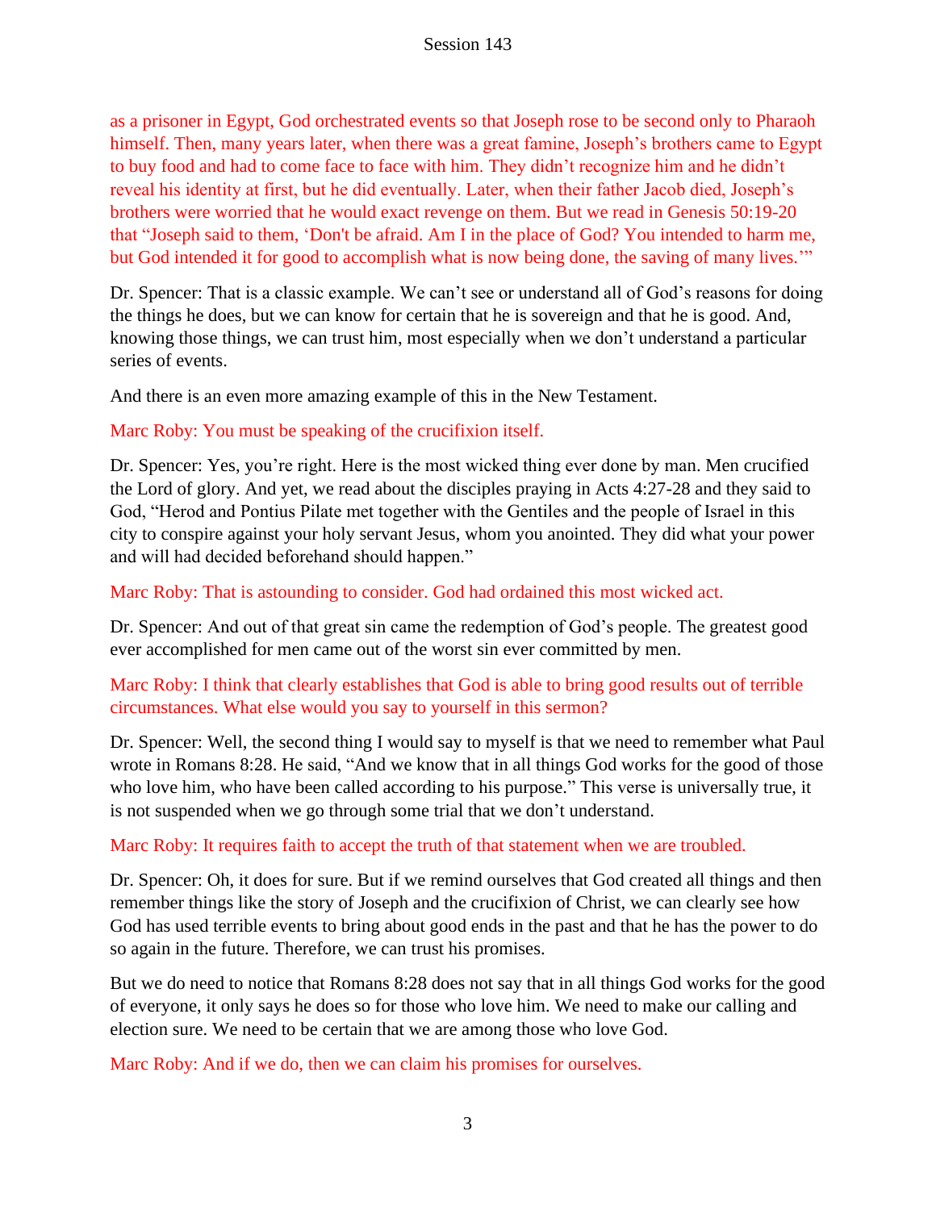as a prisoner in Egypt, God orchestrated events so that Joseph rose to be second only to Pharaoh himself. Then, many years later, when there was a great famine, Joseph's brothers came to Egypt to buy food and had to come face to face with him. They didn't recognize him and he didn't reveal his identity at first, but he did eventually. Later, when their father Jacob died, Joseph's brothers were worried that he would exact revenge on them. But we read in Genesis 50:19-20 that "Joseph said to them, 'Don't be afraid. Am I in the place of God? You intended to harm me, but God intended it for good to accomplish what is now being done, the saving of many lives.'"

Dr. Spencer: That is a classic example. We can't see or understand all of God's reasons for doing the things he does, but we can know for certain that he is sovereign and that he is good. And, knowing those things, we can trust him, most especially when we don't understand a particular series of events.

And there is an even more amazing example of this in the New Testament.

Marc Roby: You must be speaking of the crucifixion itself.

Dr. Spencer: Yes, you're right. Here is the most wicked thing ever done by man. Men crucified the Lord of glory. And yet, we read about the disciples praying in Acts 4:27-28 and they said to God, "Herod and Pontius Pilate met together with the Gentiles and the people of Israel in this city to conspire against your holy servant Jesus, whom you anointed. They did what your power and will had decided beforehand should happen."

Marc Roby: That is astounding to consider. God had ordained this most wicked act.

Dr. Spencer: And out of that great sin came the redemption of God's people. The greatest good ever accomplished for men came out of the worst sin ever committed by men.

Marc Roby: I think that clearly establishes that God is able to bring good results out of terrible circumstances. What else would you say to yourself in this sermon?

Dr. Spencer: Well, the second thing I would say to myself is that we need to remember what Paul wrote in Romans 8:28. He said, "And we know that in all things God works for the good of those who love him, who have been called according to his purpose." This verse is universally true, it is not suspended when we go through some trial that we don't understand.

Marc Roby: It requires faith to accept the truth of that statement when we are troubled.

Dr. Spencer: Oh, it does for sure. But if we remind ourselves that God created all things and then remember things like the story of Joseph and the crucifixion of Christ, we can clearly see how God has used terrible events to bring about good ends in the past and that he has the power to do so again in the future. Therefore, we can trust his promises.

But we do need to notice that Romans 8:28 does not say that in all things God works for the good of everyone, it only says he does so for those who love him. We need to make our calling and election sure. We need to be certain that we are among those who love God.

Marc Roby: And if we do, then we can claim his promises for ourselves.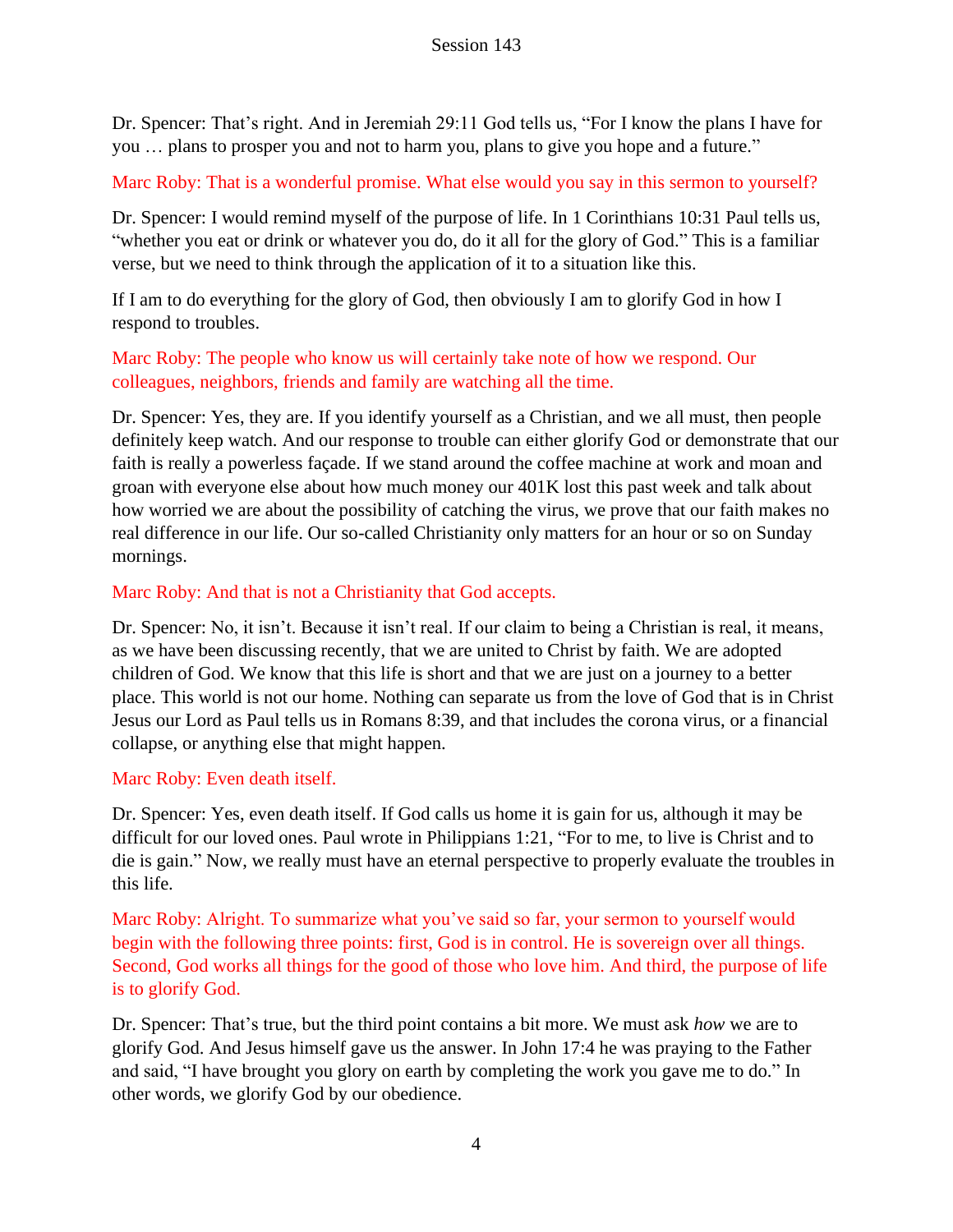Dr. Spencer: That's right. And in Jeremiah 29:11 God tells us, "For I know the plans I have for you … plans to prosper you and not to harm you, plans to give you hope and a future."

Marc Roby: That is a wonderful promise. What else would you say in this sermon to yourself?

Dr. Spencer: I would remind myself of the purpose of life. In 1 Corinthians 10:31 Paul tells us, "whether you eat or drink or whatever you do, do it all for the glory of God." This is a familiar verse, but we need to think through the application of it to a situation like this.

If I am to do everything for the glory of God, then obviously I am to glorify God in how I respond to troubles.

Marc Roby: The people who know us will certainly take note of how we respond. Our colleagues, neighbors, friends and family are watching all the time.

Dr. Spencer: Yes, they are. If you identify yourself as a Christian, and we all must, then people definitely keep watch. And our response to trouble can either glorify God or demonstrate that our faith is really a powerless façade. If we stand around the coffee machine at work and moan and groan with everyone else about how much money our 401K lost this past week and talk about how worried we are about the possibility of catching the virus, we prove that our faith makes no real difference in our life. Our so-called Christianity only matters for an hour or so on Sunday mornings.

Marc Roby: And that is not a Christianity that God accepts.

Dr. Spencer: No, it isn't. Because it isn't real. If our claim to being a Christian is real, it means, as we have been discussing recently, that we are united to Christ by faith. We are adopted children of God. We know that this life is short and that we are just on a journey to a better place. This world is not our home. Nothing can separate us from the love of God that is in Christ Jesus our Lord as Paul tells us in Romans 8:39, and that includes the corona virus, or a financial collapse, or anything else that might happen.

Marc Roby: Even death itself.

Dr. Spencer: Yes, even death itself. If God calls us home it is gain for us, although it may be difficult for our loved ones. Paul wrote in Philippians 1:21, "For to me, to live is Christ and to die is gain." Now, we really must have an eternal perspective to properly evaluate the troubles in this life.

Marc Roby: Alright. To summarize what you've said so far, your sermon to yourself would begin with the following three points: first, God is in control. He is sovereign over all things. Second, God works all things for the good of those who love him. And third, the purpose of life is to glorify God.

Dr. Spencer: That's true, but the third point contains a bit more. We must ask *how* we are to glorify God. And Jesus himself gave us the answer. In John 17:4 he was praying to the Father and said, "I have brought you glory on earth by completing the work you gave me to do." In other words, we glorify God by our obedience.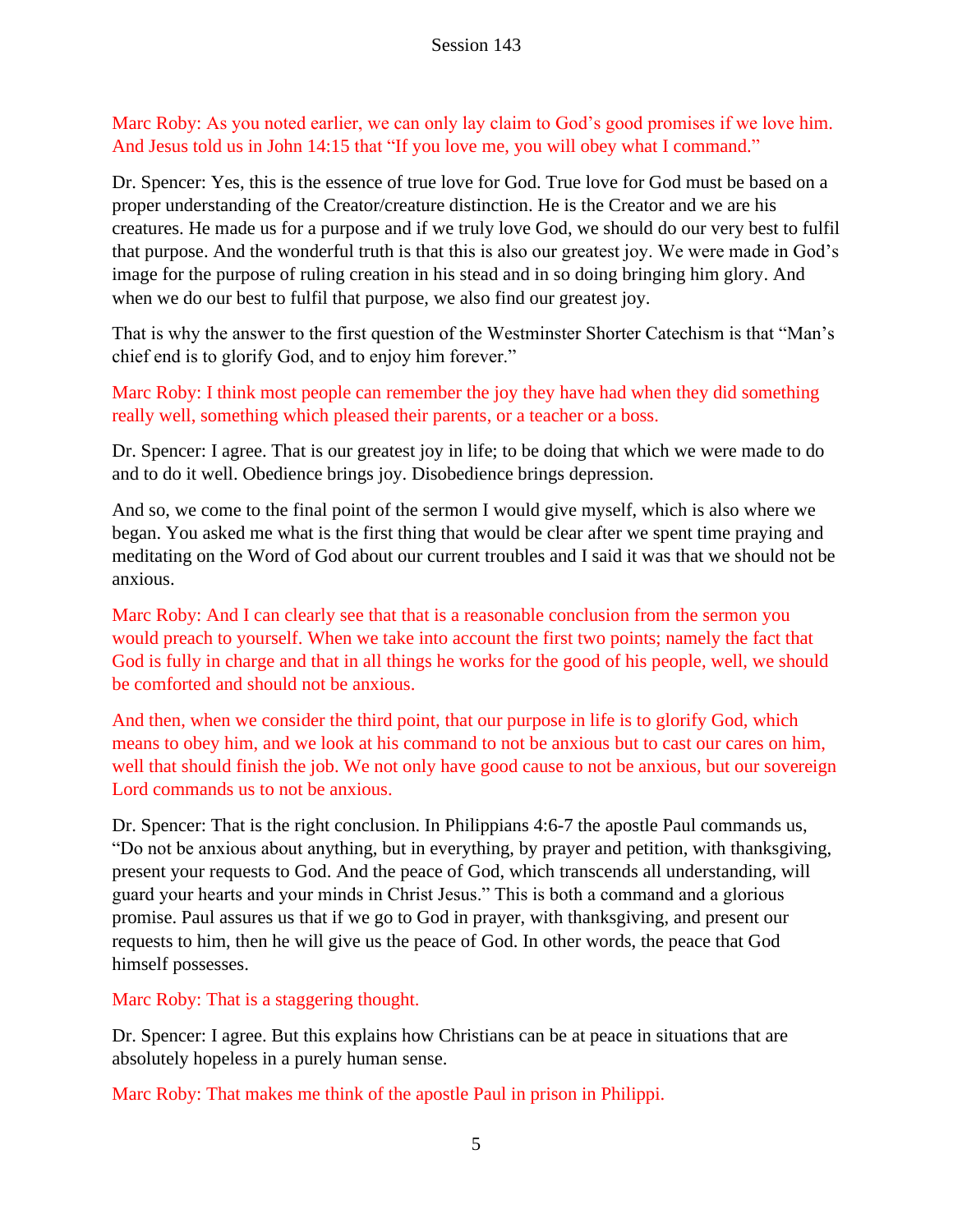Marc Roby: As you noted earlier, we can only lay claim to God's good promises if we love him. And Jesus told us in John 14:15 that "If you love me, you will obey what I command."

Dr. Spencer: Yes, this is the essence of true love for God. True love for God must be based on a proper understanding of the Creator/creature distinction. He is the Creator and we are his creatures. He made us for a purpose and if we truly love God, we should do our very best to fulfil that purpose. And the wonderful truth is that this is also our greatest joy. We were made in God's image for the purpose of ruling creation in his stead and in so doing bringing him glory. And when we do our best to fulfil that purpose, we also find our greatest joy.

That is why the answer to the first question of the Westminster Shorter Catechism is that "Man's chief end is to glorify God, and to enjoy him forever."

Marc Roby: I think most people can remember the joy they have had when they did something really well, something which pleased their parents, or a teacher or a boss.

Dr. Spencer: I agree. That is our greatest joy in life; to be doing that which we were made to do and to do it well. Obedience brings joy. Disobedience brings depression.

And so, we come to the final point of the sermon I would give myself, which is also where we began. You asked me what is the first thing that would be clear after we spent time praying and meditating on the Word of God about our current troubles and I said it was that we should not be anxious.

Marc Roby: And I can clearly see that that is a reasonable conclusion from the sermon you would preach to yourself. When we take into account the first two points; namely the fact that God is fully in charge and that in all things he works for the good of his people, well, we should be comforted and should not be anxious.

And then, when we consider the third point, that our purpose in life is to glorify God, which means to obey him, and we look at his command to not be anxious but to cast our cares on him, well that should finish the job. We not only have good cause to not be anxious, but our sovereign Lord commands us to not be anxious.

Dr. Spencer: That is the right conclusion. In Philippians 4:6-7 the apostle Paul commands us, "Do not be anxious about anything, but in everything, by prayer and petition, with thanksgiving, present your requests to God. And the peace of God, which transcends all understanding, will guard your hearts and your minds in Christ Jesus." This is both a command and a glorious promise. Paul assures us that if we go to God in prayer, with thanksgiving, and present our requests to him, then he will give us the peace of God. In other words, the peace that God himself possesses.

Marc Roby: That is a staggering thought.

Dr. Spencer: I agree. But this explains how Christians can be at peace in situations that are absolutely hopeless in a purely human sense.

Marc Roby: That makes me think of the apostle Paul in prison in Philippi.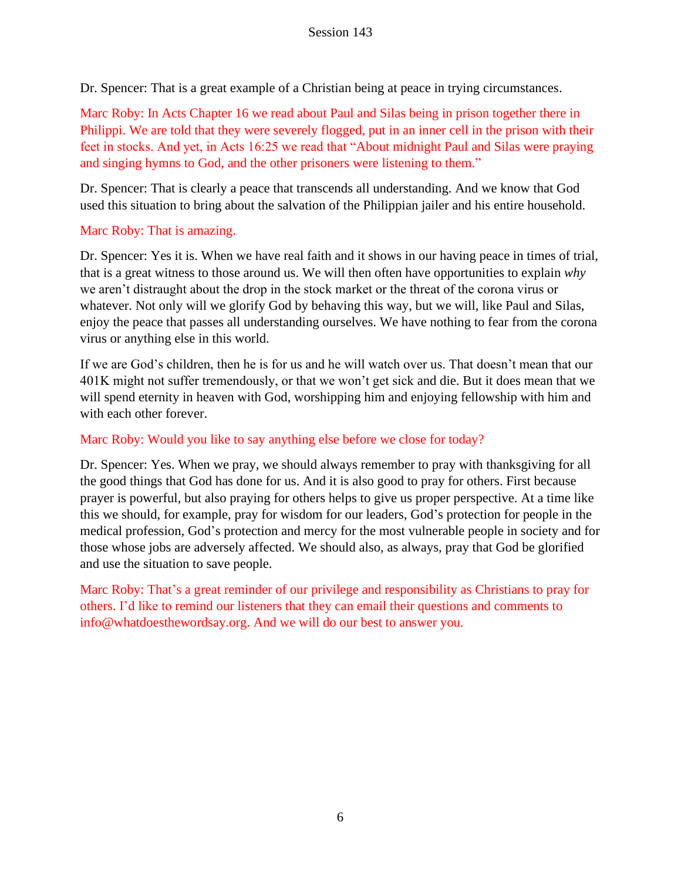Dr. Spencer: That is a great example of a Christian being at peace in trying circumstances.

Marc Roby: In Acts Chapter 16 we read about Paul and Silas being in prison together there in Philippi. We are told that they were severely flogged, put in an inner cell in the prison with their feet in stocks. And yet, in Acts 16:25 we read that "About midnight Paul and Silas were praying and singing hymns to God, and the other prisoners were listening to them."

Dr. Spencer: That is clearly a peace that transcends all understanding. And we know that God used this situation to bring about the salvation of the Philippian jailer and his entire household.

Marc Roby: That is amazing.

Dr. Spencer: Yes it is. When we have real faith and it shows in our having peace in times of trial, that is a great witness to those around us. We will then often have opportunities to explain *why* we aren't distraught about the drop in the stock market or the threat of the corona virus or whatever. Not only will we glorify God by behaving this way, but we will, like Paul and Silas, enjoy the peace that passes all understanding ourselves. We have nothing to fear from the corona virus or anything else in this world.

If we are God's children, then he is for us and he will watch over us. That doesn't mean that our 401K might not suffer tremendously, or that we won't get sick and die. But it does mean that we will spend eternity in heaven with God, worshipping him and enjoying fellowship with him and with each other forever.

Marc Roby: Would you like to say anything else before we close for today?

Dr. Spencer: Yes. When we pray, we should always remember to pray with thanksgiving for all the good things that God has done for us. And it is also good to pray for others. First because prayer is powerful, but also praying for others helps to give us proper perspective. At a time like this we should, for example, pray for wisdom for our leaders, God's protection for people in the medical profession, God's protection and mercy for the most vulnerable people in society and for those whose jobs are adversely affected. We should also, as always, pray that God be glorified and use the situation to save people.

Marc Roby: That's a great reminder of our privilege and responsibility as Christians to pray for others. I'd like to remind our listeners that they can email their questions and comments to info@whatdoesthewordsay.org. And we will do our best to answer you.